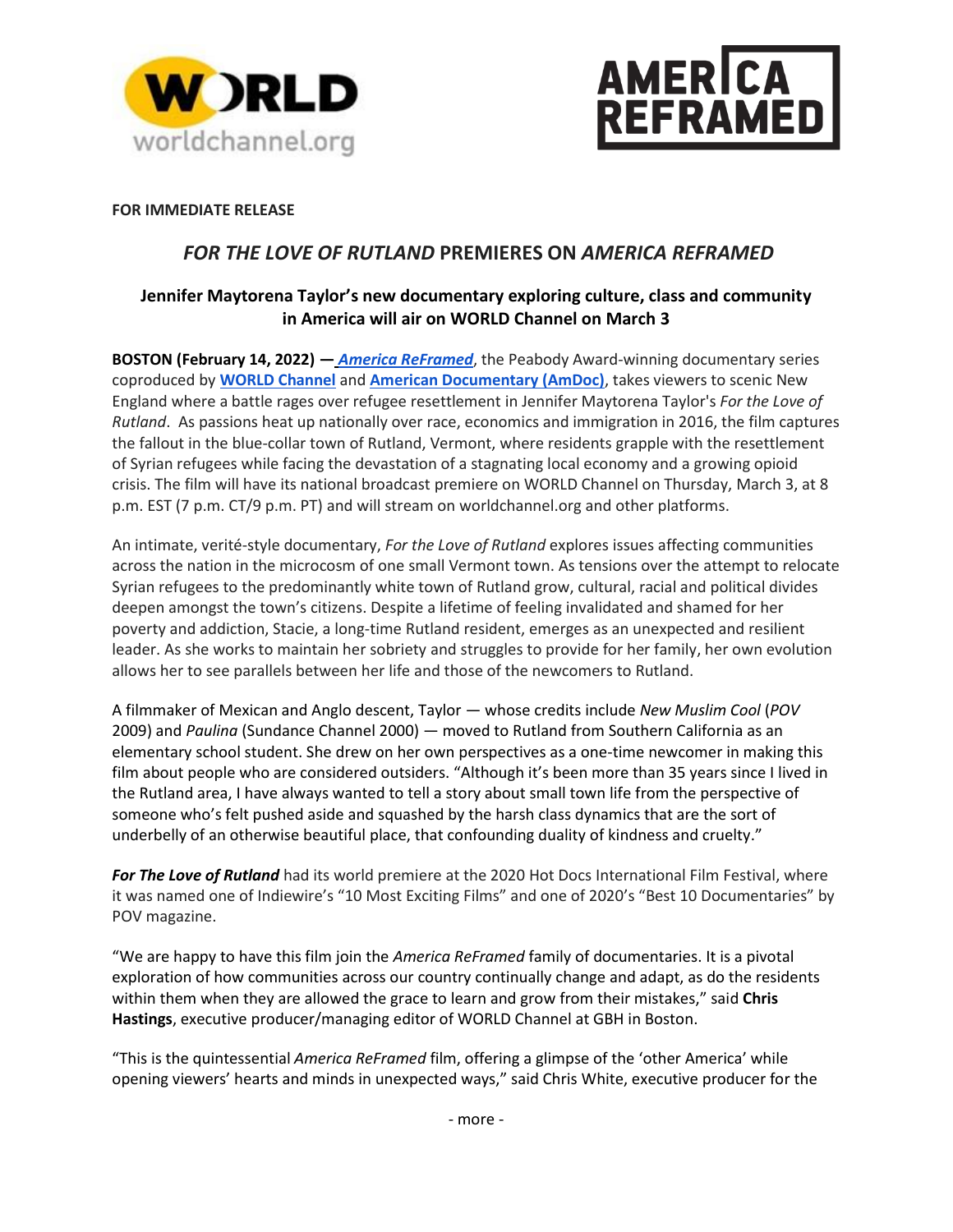**FOR IMMEDIATE RELEASE**

## *FOR THE LOVE OF RUTLAND* PREMIERES ON *AMERICA REFRAMED*

### Jennifer Maytorena Taylor's new documentary exploring culture, class and community in America will air on WORLD Channel on March 3

**BOSTON (February 14, 2022) —** ***America ReFramed***, the Peabody Award-winning documentary series coproduced by **WORLD Channel** and **American Documentary (AmDoc)**, takes viewers to scenic New England where a battle rages over refugee resettlement in Jennifer Maytorena Taylor's *For the Love of Rutland*. As passions heat up nationally over race, economics and immigration in 2016, the film captures the fallout in the blue-collar town of Rutland, Vermont, where residents grapple with the resettlement of Syrian refugees while facing the devastation of a stagnating local economy and a growing opioid crisis. The film will have its national broadcast premiere on WORLD Channel on Thursday, March 3, at 8 p.m. EST (7 p.m. CT/9 p.m. PT) and will stream on worldchannel.org and other platforms.

An intimate, verité-style documentary, *For the Love of Rutland* explores issues affecting communities across the nation in the microcosm of one small Vermont town. As tensions over the attempt to relocate Syrian refugees to the predominantly white town of Rutland grow, cultural, racial and political divides deepen amongst the town's citizens. Despite a lifetime of feeling invalidated and shamed for her poverty and addiction, Stacie, a long-time Rutland resident, emerges as an unexpected and resilient leader. As she works to maintain her sobriety and struggles to provide for her family, her own evolution allows her to see parallels between her life and those of the newcomers to Rutland.

A filmmaker of Mexican and Anglo descent, Taylor — whose credits include *New Muslim Cool* (*POV* 2009) and *Paulina* (Sundance Channel 2000) — moved to Rutland from Southern California as an elementary school student. She drew on her own perspectives as a one-time newcomer in making this film about people who are considered outsiders. "Although it's been more than 35 years since I lived in the Rutland area, I have always wanted to tell a story about small town life from the perspective of someone who's felt pushed aside and squashed by the harsh class dynamics that are the sort of underbelly of an otherwise beautiful place, that confounding duality of kindness and cruelty."

***For The Love of Rutland*** had its world premiere at the 2020 Hot Docs International Film Festival, where it was named one of Indiewire's "10 Most Exciting Films" and one of 2020's "Best 10 Documentaries" by POV magazine.

"We are happy to have this film join the *America ReFramed* family of documentaries. It is a pivotal exploration of how communities across our country continually change and adapt, as do the residents within them when they are allowed the grace to learn and grow from their mistakes," said **Chris Hastings**, executive producer/managing editor of WORLD Channel at GBH in Boston.

"This is the quintessential *America ReFramed* film, offering a glimpse of the 'other America' while opening viewers' hearts and minds in unexpected ways," said Chris White, executive producer for the

- more -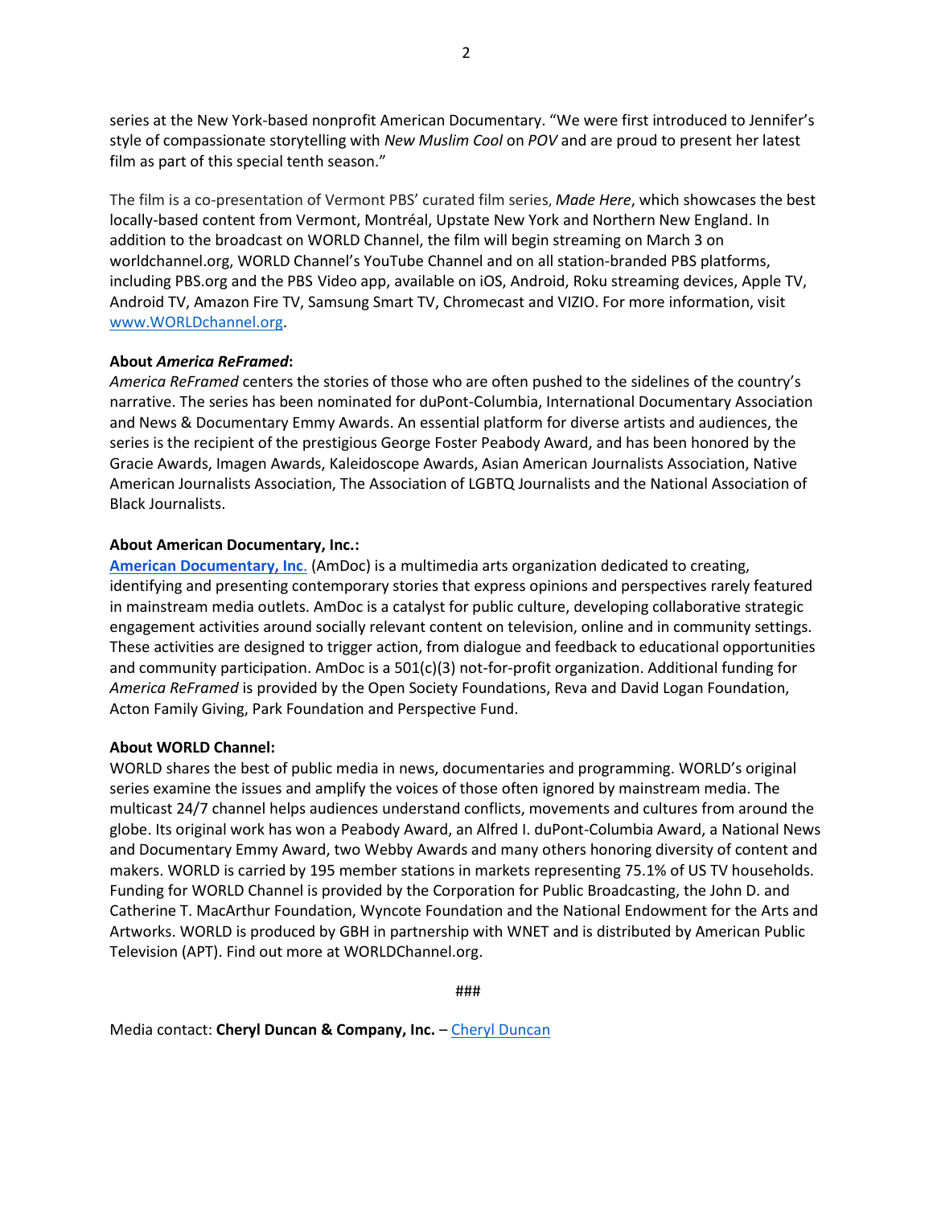series at the New York-based nonprofit American Documentary. "We were first introduced to Jennifer's style of compassionate storytelling with *New Muslim Cool* on *POV* and are proud to present her latest film as part of this special tenth season."

The film is a co-presentation of Vermont PBS' curated film series, *Made Here*, which showcases the best locally-based content from Vermont, Montréal, Upstate New York and Northern New England. In addition to the broadcast on WORLD Channel, the film will begin streaming on March 3 on worldchannel.org, WORLD Channel's YouTube Channel and on all station-branded PBS platforms, including PBS.org and the PBS Video app, available on iOS, Android, Roku streaming devices, Apple TV, Android TV, Amazon Fire TV, Samsung Smart TV, Chromecast and VIZIO. For more information, visit [www.WORLDchannel.org](www.WORLDchannel.org).

**About *America ReFramed*:**
*America ReFramed* centers the stories of those who are often pushed to the sidelines of the country's narrative. The series has been nominated for duPont-Columbia, International Documentary Association and News & Documentary Emmy Awards. An essential platform for diverse artists and audiences, the series is the recipient of the prestigious George Foster Peabody Award, and has been honored by the Gracie Awards, Imagen Awards, Kaleidoscope Awards, Asian American Journalists Association, Native American Journalists Association, The Association of LGBTQ Journalists and the National Association of Black Journalists.

**About American Documentary, Inc.:**
**American Documentary, Inc**. (AmDoc) is a multimedia arts organization dedicated to creating, identifying and presenting contemporary stories that express opinions and perspectives rarely featured in mainstream media outlets. AmDoc is a catalyst for public culture, developing collaborative strategic engagement activities around socially relevant content on television, online and in community settings. These activities are designed to trigger action, from dialogue and feedback to educational opportunities and community participation. AmDoc is a 501(c)(3) not-for-profit organization. Additional funding for *America ReFramed* is provided by the Open Society Foundations, Reva and David Logan Foundation, Acton Family Giving, Park Foundation and Perspective Fund.

**About WORLD Channel:**
WORLD shares the best of public media in news, documentaries and programming. WORLD's original series examine the issues and amplify the voices of those often ignored by mainstream media. The multicast 24/7 channel helps audiences understand conflicts, movements and cultures from around the globe. Its original work has won a Peabody Award, an Alfred I. duPont-Columbia Award, a National News and Documentary Emmy Award, two Webby Awards and many others honoring diversity of content and makers. WORLD is carried by 195 member stations in markets representing 75.1% of US TV households. Funding for WORLD Channel is provided by the Corporation for Public Broadcasting, the John D. and Catherine T. MacArthur Foundation, Wyncote Foundation and the National Endowment for the Arts and Artworks. WORLD is produced by GBH in partnership with WNET and is distributed by American Public Television (APT). Find out more at WORLDChannel.org.

###

Media contact: **Cheryl Duncan & Company, Inc.** – Cheryl Duncan